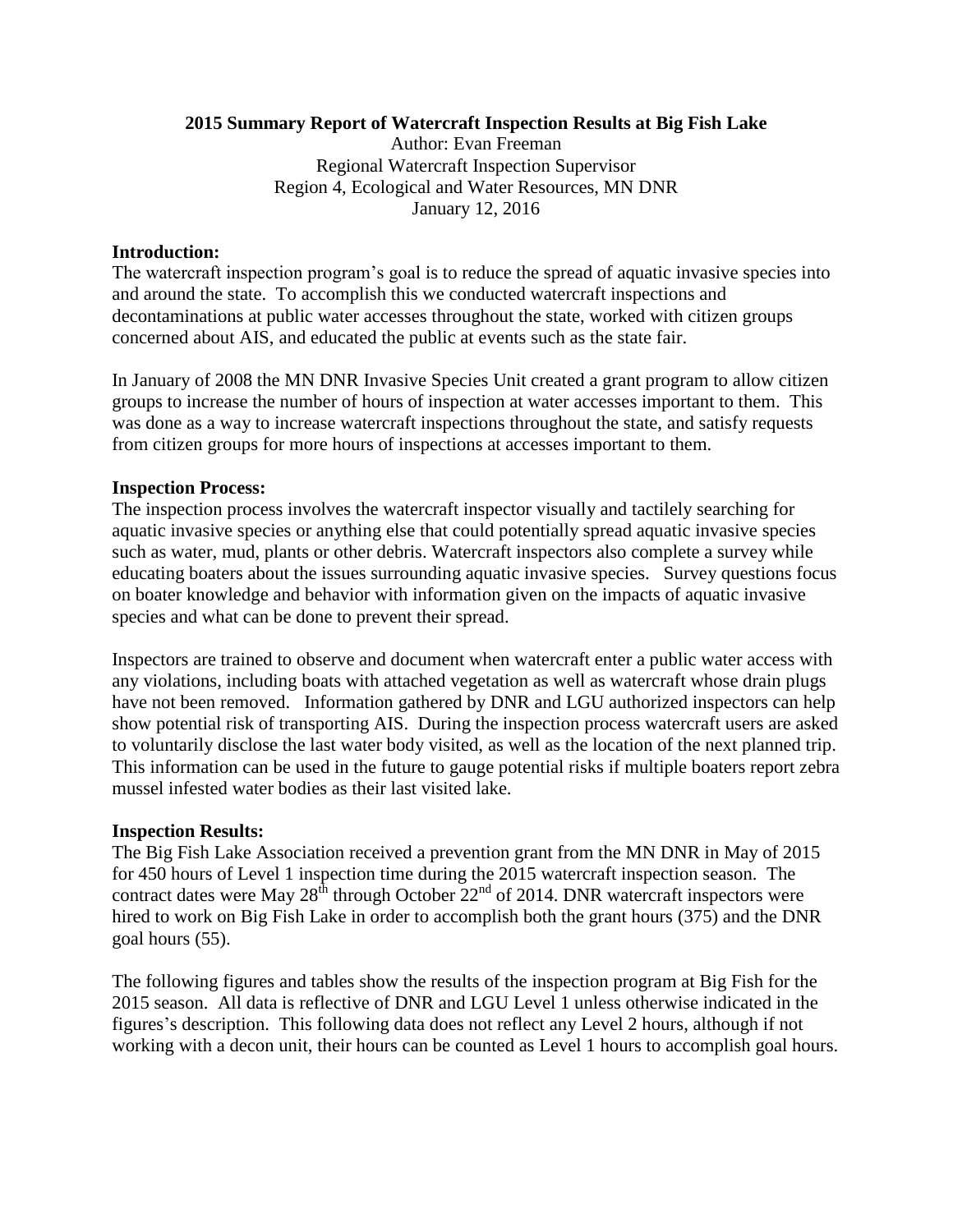**2015 Summary Report of Watercraft Inspection Results at Big Fish Lake**

Author: Evan Freeman
Regional Watercraft Inspection Supervisor
Region 4, Ecological and Water Resources, MN DNR
January 12, 2016

**Introduction:**

The watercraft inspection program's goal is to reduce the spread of aquatic invasive species into and around the state. To accomplish this we conducted watercraft inspections and decontaminations at public water accesses throughout the state, worked with citizen groups concerned about AIS, and educated the public at events such as the state fair.

In January of 2008 the MN DNR Invasive Species Unit created a grant program to allow citizen groups to increase the number of hours of inspection at water accesses important to them. This was done as a way to increase watercraft inspections throughout the state, and satisfy requests from citizen groups for more hours of inspections at accesses important to them.

**Inspection Process:**

The inspection process involves the watercraft inspector visually and tactilely searching for aquatic invasive species or anything else that could potentially spread aquatic invasive species such as water, mud, plants or other debris. Watercraft inspectors also complete a survey while educating boaters about the issues surrounding aquatic invasive species. Survey questions focus on boater knowledge and behavior with information given on the impacts of aquatic invasive species and what can be done to prevent their spread.

Inspectors are trained to observe and document when watercraft enter a public water access with any violations, including boats with attached vegetation as well as watercraft whose drain plugs have not been removed. Information gathered by DNR and LGU authorized inspectors can help show potential risk of transporting AIS. During the inspection process watercraft users are asked to voluntarily disclose the last water body visited, as well as the location of the next planned trip. This information can be used in the future to gauge potential risks if multiple boaters report zebra mussel infested water bodies as their last visited lake.

**Inspection Results:**

The Big Fish Lake Association received a prevention grant from the MN DNR in May of 2015 for 450 hours of Level 1 inspection time during the 2015 watercraft inspection season. The contract dates were May 28th through October 22nd of 2014. DNR watercraft inspectors were hired to work on Big Fish Lake in order to accomplish both the grant hours (375) and the DNR goal hours (55).

The following figures and tables show the results of the inspection program at Big Fish for the 2015 season. All data is reflective of DNR and LGU Level 1 unless otherwise indicated in the figures's description. This following data does not reflect any Level 2 hours, although if not working with a decon unit, their hours can be counted as Level 1 hours to accomplish goal hours.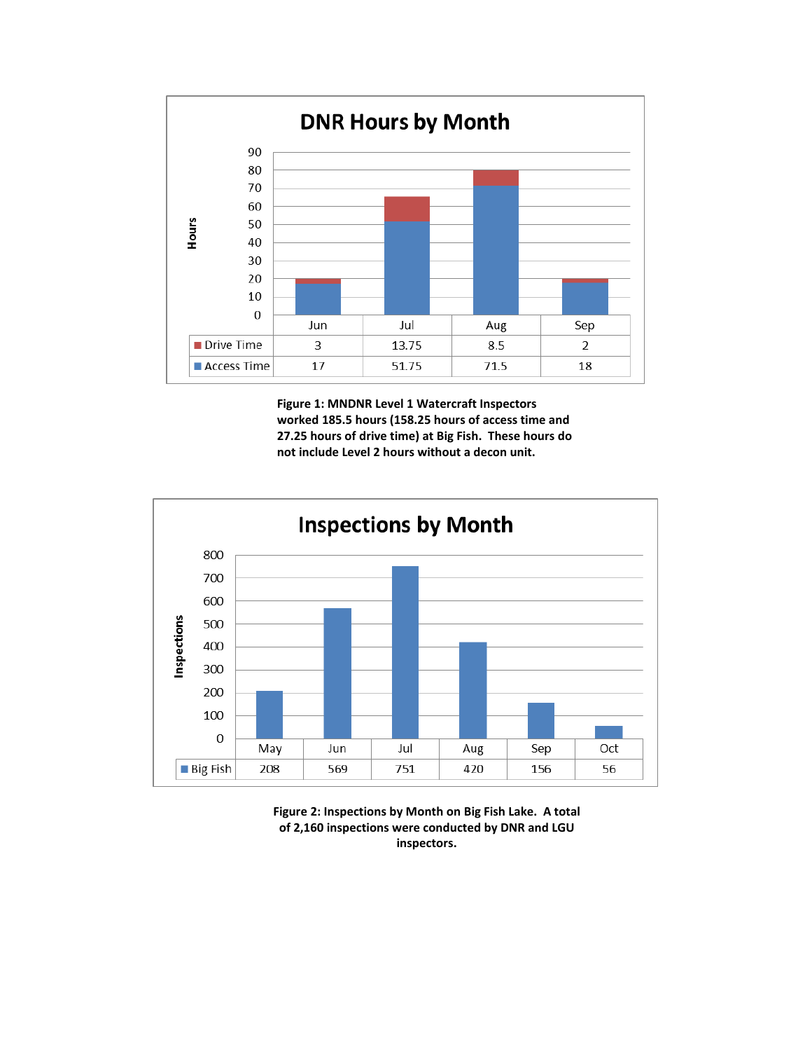**DNR Hours by Month**

| | Jun | Jul | Aug | Sep |
|---|---|---|---|---|
| Drive Time | 3 | 13.75 | 8.5 | 2 |
| Access Time | 17 | 51.75 | 71.5 | 18 |

**Figure 1: MNDNR Level 1 Watercraft Inspectors worked 185.5 hours (158.25 hours of access time and 27.25 hours of drive time) at Big Fish. These hours do not include Level 2 hours without a decon unit.**

**Inspections by Month**

| | May | Jun | Jul | Aug | Sep | Oct |
|---|---|---|---|---|---|---|
| Big Fish | 208 | 569 | 751 | 420 | 156 | 56 |

**Figure 2: Inspections by Month on Big Fish Lake. A total of 2,160 inspections were conducted by DNR and LGU inspectors.**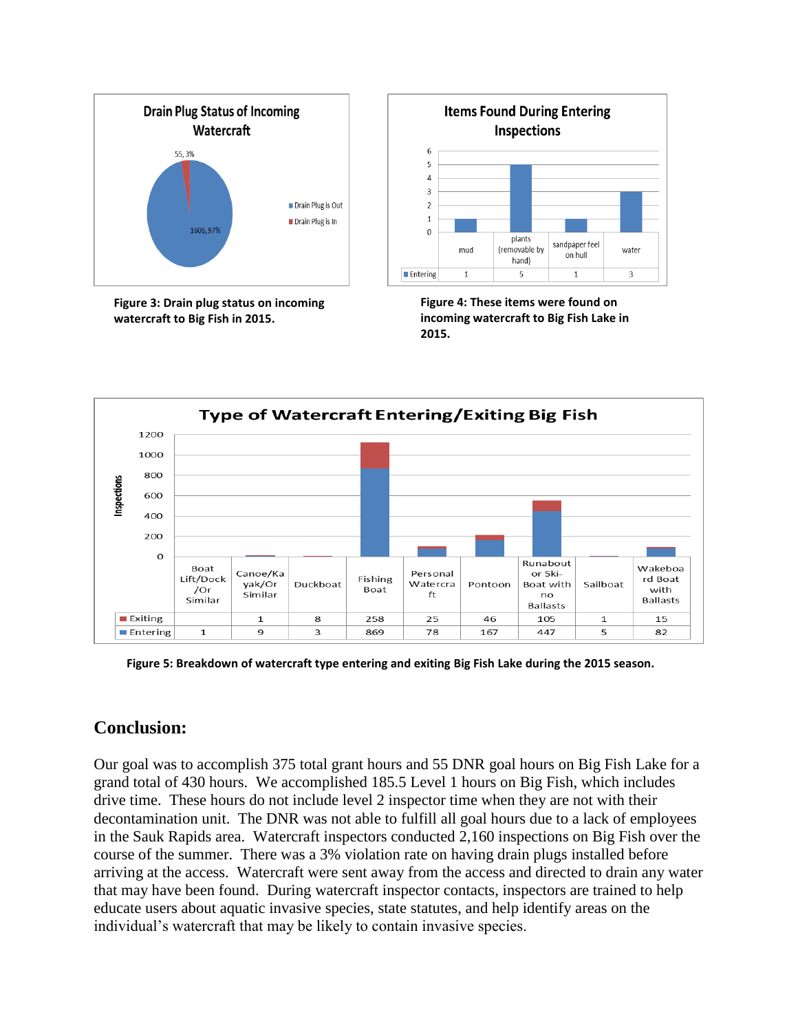Drain Plug Status of Incoming Watercraft

55, 3%

1606, 97%

Drain Plug is Out

Drain Plug is In

**Figure 3: Drain plug status on incoming watercraft to Big Fish in 2015.**

Items Found During Entering Inspections

6
5
4
3
2
1
0

mud
plants (removable by hand)
sandpaper feel on hull
water

Entering 1 5 1 3

**Figure 4: These items were found on incoming watercraft to Big Fish Lake in 2015.**

Type of Watercraft Entering/Exiting Big Fish

Inspections

1200
1000
800
600
400
200
0

Boat Lift/Dock /Or Similar
Canoe/Kayak/Or Similar
Duckboat
Fishing Boat
Personal Watercraft
Pontoon
Runabout or Ski-Boat with no Ballasts
Sailboat
Wakeboard Boat with Ballasts

Exiting 1 8 258 25 46 105 1 15

Entering 1 9 3 869 78 167 447 5 82

**Figure 5: Breakdown of watercraft type entering and exiting Big Fish Lake during the 2015 season.**

## Conclusion:

Our goal was to accomplish 375 total grant hours and 55 DNR goal hours on Big Fish Lake for a grand total of 430 hours. We accomplished 185.5 Level 1 hours on Big Fish, which includes drive time. These hours do not include level 2 inspector time when they are not with their decontamination unit. The DNR was not able to fulfill all goal hours due to a lack of employees in the Sauk Rapids area. Watercraft inspectors conducted 2,160 inspections on Big Fish over the course of the summer. There was a 3% violation rate on having drain plugs installed before arriving at the access. Watercraft were sent away from the access and directed to drain any water that may have been found. During watercraft inspector contacts, inspectors are trained to help educate users about aquatic invasive species, state statutes, and help identify areas on the individual's watercraft that may be likely to contain invasive species.